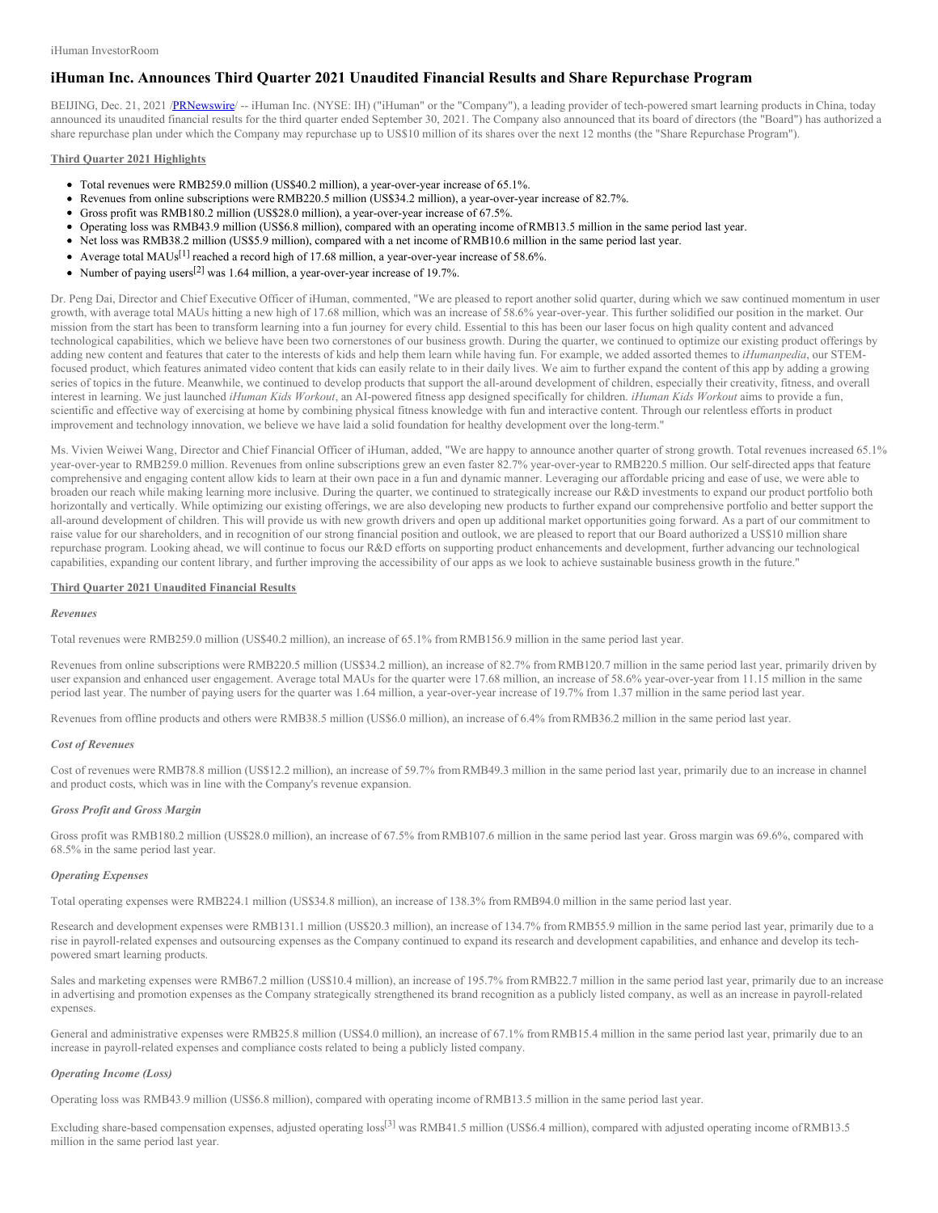# iHuman Inc. Announces Third Quarter 2021 Unaudited Financial Results and Share Repurchase Program

BEIJING, Dec. 21, 2021 /PRNewswire/ -- iHuman Inc. (NYSE: IH) ("iHuman" or the "Company"), a leading provider of tech-powered smart learning products in China, today announced its unaudited financial results for the third quarter ended September 30, 2021. The Company also announced that its board of directors (the "Board") has authorized a share repurchase plan under which the Company may repurchase up to US$10 million of its shares over the next 12 months (the "Share Repurchase Program").

**Third Quarter 2021 Highlights**

- Total revenues were RMB259.0 million (US$40.2 million), a year-over-year increase of 65.1%.
- Revenues from online subscriptions were RMB220.5 million (US$34.2 million), a year-over-year increase of 82.7%.
- Gross profit was RMB180.2 million (US$28.0 million), a year-over-year increase of 67.5%.
- Operating loss was RMB43.9 million (US$6.8 million), compared with an operating income of RMB13.5 million in the same period last year.
- Net loss was RMB38.2 million (US$5.9 million), compared with a net income of RMB10.6 million in the same period last year.
- Average total MAUs[1] reached a record high of 17.68 million, a year-over-year increase of 58.6%.
- Number of paying users[2] was 1.64 million, a year-over-year increase of 19.7%.

Dr. Peng Dai, Director and Chief Executive Officer of iHuman, commented, "We are pleased to report another solid quarter, during which we saw continued momentum in user growth, with average total MAUs hitting a new high of 17.68 million, which was an increase of 58.6% year-over-year. This further solidified our position in the market. Our mission from the start has been to transform learning into a fun journey for every child. Essential to this has been our laser focus on high quality content and advanced technological capabilities, which we believe have been two cornerstones of our business growth. During the quarter, we continued to optimize our existing product offerings by adding new content and features that cater to the interests of kids and help them learn while having fun. For example, we added assorted themes to *iHumanpedia*, our STEM-focused product, which features animated video content that kids can easily relate to in their daily lives. We aim to further expand the content of this app by adding a growing series of topics in the future. Meanwhile, we continued to develop products that support the all-around development of children, especially their creativity, fitness, and overall interest in learning. We just launched *iHuman Kids Workout*, an AI-powered fitness app designed specifically for children. *iHuman Kids Workout* aims to provide a fun, scientific and effective way of exercising at home by combining physical fitness knowledge with fun and interactive content. Through our relentless efforts in product improvement and technology innovation, we believe we have laid a solid foundation for healthy development over the long-term."

Ms. Vivien Weiwei Wang, Director and Chief Financial Officer of iHuman, added, "We are happy to announce another quarter of strong growth. Total revenues increased 65.1% year-over-year to RMB259.0 million. Revenues from online subscriptions grew an even faster 82.7% year-over-year to RMB220.5 million. Our self-directed apps that feature comprehensive and engaging content allow kids to learn at their own pace in a fun and dynamic manner. Leveraging our affordable pricing and ease of use, we were able to broaden our reach while making learning more inclusive. During the quarter, we continued to strategically increase our R&D investments to expand our product portfolio both horizontally and vertically. While optimizing our existing offerings, we are also developing new products to further expand our comprehensive portfolio and better support the all-around development of children. This will provide us with new growth drivers and open up additional market opportunities going forward. As a part of our commitment to raise value for our shareholders, and in recognition of our strong financial position and outlook, we are pleased to report that our Board authorized a US$10 million share repurchase program. Looking ahead, we will continue to focus our R&D efforts on supporting product enhancements and development, further advancing our technological capabilities, expanding our content library, and further improving the accessibility of our apps as we look to achieve sustainable business growth in the future."

**Third Quarter 2021 Unaudited Financial Results**

***Revenues***

Total revenues were RMB259.0 million (US$40.2 million), an increase of 65.1% from RMB156.9 million in the same period last year.

Revenues from online subscriptions were RMB220.5 million (US$34.2 million), an increase of 82.7% from RMB120.7 million in the same period last year, primarily driven by user expansion and enhanced user engagement. Average total MAUs for the quarter were 17.68 million, an increase of 58.6% year-over-year from 11.15 million in the same period last year. The number of paying users for the quarter was 1.64 million, a year-over-year increase of 19.7% from 1.37 million in the same period last year.

Revenues from offline products and others were RMB38.5 million (US$6.0 million), an increase of 6.4% from RMB36.2 million in the same period last year.

***Cost of Revenues***

Cost of revenues were RMB78.8 million (US$12.2 million), an increase of 59.7% from RMB49.3 million in the same period last year, primarily due to an increase in channel and product costs, which was in line with the Company's revenue expansion.

***Gross Profit and Gross Margin***

Gross profit was RMB180.2 million (US$28.0 million), an increase of 67.5% from RMB107.6 million in the same period last year. Gross margin was 69.6%, compared with 68.5% in the same period last year.

***Operating Expenses***

Total operating expenses were RMB224.1 million (US$34.8 million), an increase of 138.3% from RMB94.0 million in the same period last year.

Research and development expenses were RMB131.1 million (US$20.3 million), an increase of 134.7% from RMB55.9 million in the same period last year, primarily due to a rise in payroll-related expenses and outsourcing expenses as the Company continued to expand its research and development capabilities, and enhance and develop its tech-powered smart learning products.

Sales and marketing expenses were RMB67.2 million (US$10.4 million), an increase of 195.7% from RMB22.7 million in the same period last year, primarily due to an increase in advertising and promotion expenses as the Company strategically strengthened its brand recognition as a publicly listed company, as well as an increase in payroll-related expenses.

General and administrative expenses were RMB25.8 million (US$4.0 million), an increase of 67.1% from RMB15.4 million in the same period last year, primarily due to an increase in payroll-related expenses and compliance costs related to being a publicly listed company.

***Operating Income (Loss)***

Operating loss was RMB43.9 million (US$6.8 million), compared with operating income of RMB13.5 million in the same period last year.

Excluding share-based compensation expenses, adjusted operating loss[3] was RMB41.5 million (US$6.4 million), compared with adjusted operating income of RMB13.5 million in the same period last year.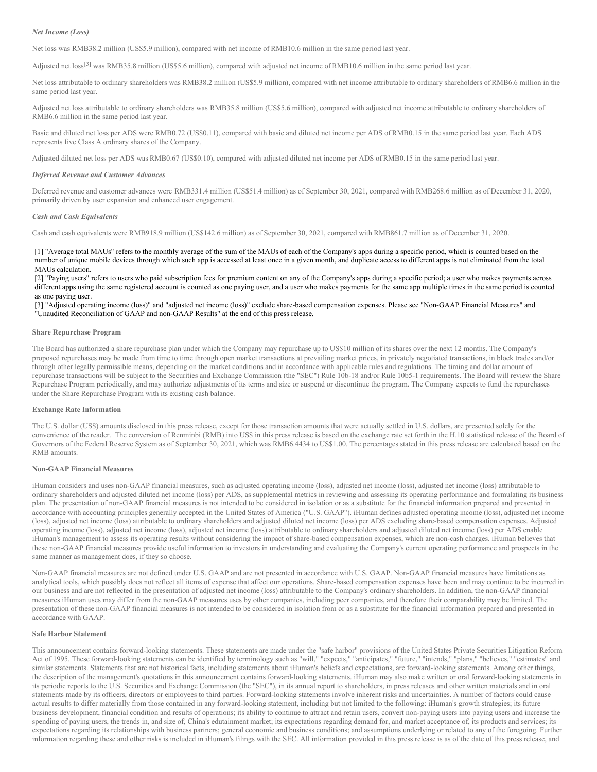***Net Income (Loss)***

Net loss was RMB38.2 million (US$5.9 million), compared with net income of RMB10.6 million in the same period last year.

Adjusted net loss[3] was RMB35.8 million (US$5.6 million), compared with adjusted net income of RMB10.6 million in the same period last year.

Net loss attributable to ordinary shareholders was RMB38.2 million (US$5.9 million), compared with net income attributable to ordinary shareholders of RMB6.6 million in the same period last year.

Adjusted net loss attributable to ordinary shareholders was RMB35.8 million (US$5.6 million), compared with adjusted net income attributable to ordinary shareholders of RMB6.6 million in the same period last year.

Basic and diluted net loss per ADS were RMB0.72 (US$0.11), compared with basic and diluted net income per ADS of RMB0.15 in the same period last year. Each ADS represents five Class A ordinary shares of the Company.

Adjusted diluted net loss per ADS was RMB0.67 (US$0.10), compared with adjusted diluted net income per ADS of RMB0.15 in the same period last year.

***Deferred Revenue and Customer Advances***

Deferred revenue and customer advances were RMB331.4 million (US$51.4 million) as of September 30, 2021, compared with RMB268.6 million as of December 31, 2020, primarily driven by user expansion and enhanced user engagement.

***Cash and Cash Equivalents***

Cash and cash equivalents were RMB918.9 million (US$142.6 million) as of September 30, 2021, compared with RMB861.7 million as of December 31, 2020.

[1] "Average total MAUs" refers to the monthly average of the sum of the MAUs of each of the Company's apps during a specific period, which is counted based on the number of unique mobile devices through which such app is accessed at least once in a given month, and duplicate access to different apps is not eliminated from the total MAUs calculation.
[2] "Paying users" refers to users who paid subscription fees for premium content on any of the Company's apps during a specific period; a user who makes payments across different apps using the same registered account is counted as one paying user, and a user who makes payments for the same app multiple times in the same period is counted as one paying user.
[3] "Adjusted operating income (loss)" and "adjusted net income (loss)" exclude share-based compensation expenses. Please see "Non-GAAP Financial Measures" and "Unaudited Reconciliation of GAAP and non-GAAP Results" at the end of this press release.

**Share Repurchase Program**

The Board has authorized a share repurchase plan under which the Company may repurchase up to US$10 million of its shares over the next 12 months. The Company's proposed repurchases may be made from time to time through open market transactions at prevailing market prices, in privately negotiated transactions, in block trades and/or through other legally permissible means, depending on the market conditions and in accordance with applicable rules and regulations. The timing and dollar amount of repurchase transactions will be subject to the Securities and Exchange Commission (the "SEC") Rule 10b-18 and/or Rule 10b5-1 requirements. The Board will review the Share Repurchase Program periodically, and may authorize adjustments of its terms and size or suspend or discontinue the program. The Company expects to fund the repurchases under the Share Repurchase Program with its existing cash balance.

**Exchange Rate Information**

The U.S. dollar (US$) amounts disclosed in this press release, except for those transaction amounts that were actually settled in U.S. dollars, are presented solely for the convenience of the reader. The conversion of Renminbi (RMB) into US$ in this press release is based on the exchange rate set forth in the H.10 statistical release of the Board of Governors of the Federal Reserve System as of September 30, 2021, which was RMB6.4434 to US$1.00. The percentages stated in this press release are calculated based on the RMB amounts.

**Non-GAAP Financial Measures**

iHuman considers and uses non-GAAP financial measures, such as adjusted operating income (loss), adjusted net income (loss), adjusted net income (loss) attributable to ordinary shareholders and adjusted diluted net income (loss) per ADS, as supplemental metrics in reviewing and assessing its operating performance and formulating its business plan. The presentation of non-GAAP financial measures is not intended to be considered in isolation or as a substitute for the financial information prepared and presented in accordance with accounting principles generally accepted in the United States of America ("U.S. GAAP"). iHuman defines adjusted operating income (loss), adjusted net income (loss), adjusted net income (loss) attributable to ordinary shareholders and adjusted diluted net income (loss) per ADS excluding share-based compensation expenses. Adjusted operating income (loss), adjusted net income (loss), adjusted net income (loss) attributable to ordinary shareholders and adjusted diluted net income (loss) per ADS enable iHuman's management to assess its operating results without considering the impact of share-based compensation expenses, which are non-cash charges. iHuman believes that these non-GAAP financial measures provide useful information to investors in understanding and evaluating the Company's current operating performance and prospects in the same manner as management does, if they so choose.

Non-GAAP financial measures are not defined under U.S. GAAP and are not presented in accordance with U.S. GAAP. Non-GAAP financial measures have limitations as analytical tools, which possibly does not reflect all items of expense that affect our operations. Share-based compensation expenses have been and may continue to be incurred in our business and are not reflected in the presentation of adjusted net income (loss) attributable to the Company's ordinary shareholders. In addition, the non-GAAP financial measures iHuman uses may differ from the non-GAAP measures uses by other companies, including peer companies, and therefore their comparability may be limited. The presentation of these non-GAAP financial measures is not intended to be considered in isolation from or as a substitute for the financial information prepared and presented in accordance with GAAP.

**Safe Harbor Statement**

This announcement contains forward-looking statements. These statements are made under the "safe harbor" provisions of the United States Private Securities Litigation Reform Act of 1995. These forward-looking statements can be identified by terminology such as "will," "expects," "anticipates," "future," "intends," "plans," "believes," "estimates" and similar statements. Statements that are not historical facts, including statements about iHuman's beliefs and expectations, are forward-looking statements. Among other things, the description of the management's quotations in this announcement contains forward-looking statements. iHuman may also make written or oral forward-looking statements in its periodic reports to the U.S. Securities and Exchange Commission (the "SEC"), in its annual report to shareholders, in press releases and other written materials and in oral statements made by its officers, directors or employees to third parties. Forward-looking statements involve inherent risks and uncertainties. A number of factors could cause actual results to differ materially from those contained in any forward-looking statement, including but not limited to the following: iHuman's growth strategies; its future business development, financial condition and results of operations; its ability to continue to attract and retain users, convert non-paying users into paying users and increase the spending of paying users, the trends in, and size of, China's edutainment market; its expectations regarding demand for, and market acceptance of, its products and services; its expectations regarding its relationships with business partners; general economic and business conditions; and assumptions underlying or related to any of the foregoing. Further information regarding these and other risks is included in iHuman's filings with the SEC. All information provided in this press release is as of the date of this press release, and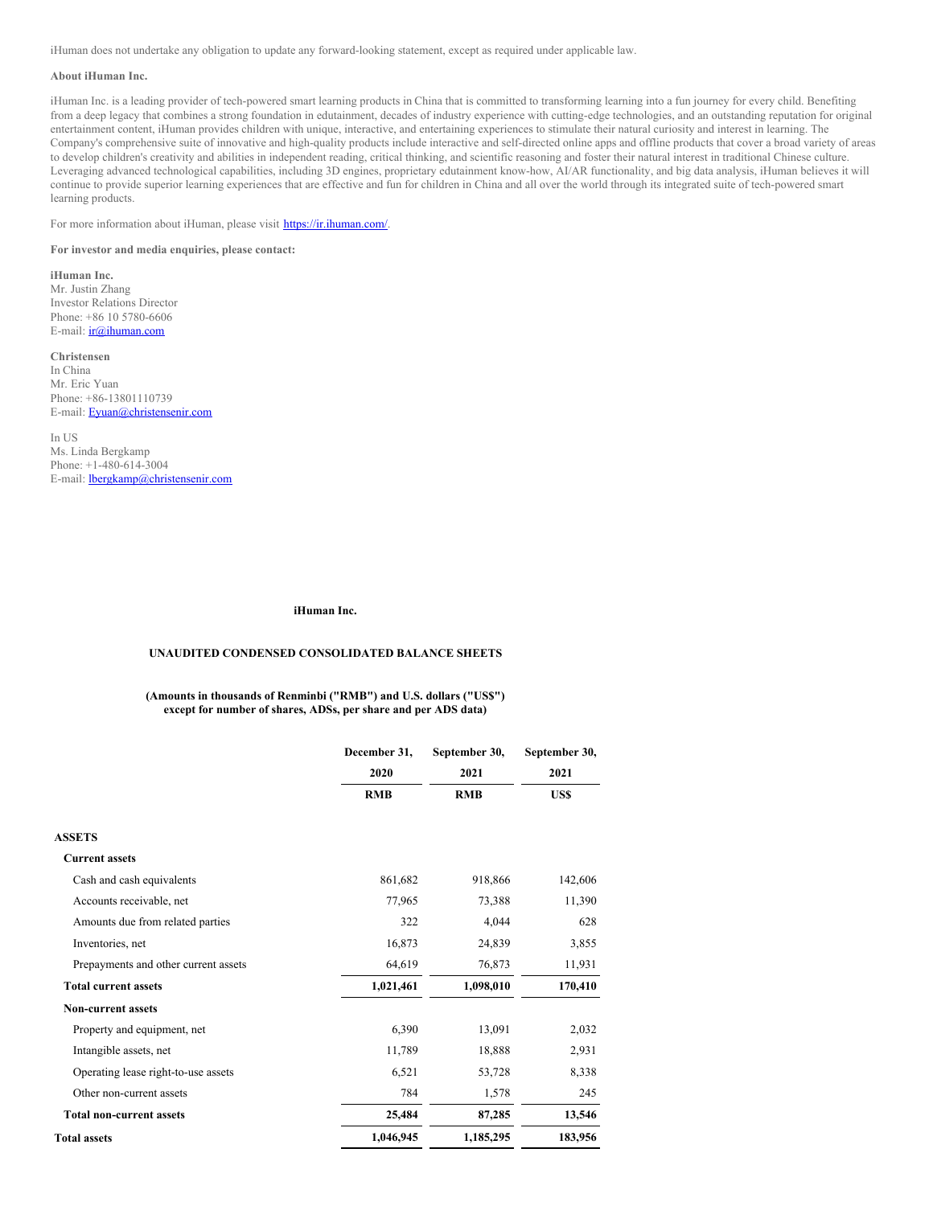iHuman does not undertake any obligation to update any forward-looking statement, except as required under applicable law.

**About iHuman Inc.**

iHuman Inc. is a leading provider of tech-powered smart learning products in China that is committed to transforming learning into a fun journey for every child. Benefiting from a deep legacy that combines a strong foundation in edutainment, decades of industry experience with cutting-edge technologies, and an outstanding reputation for original entertainment content, iHuman provides children with unique, interactive, and entertaining experiences to stimulate their natural curiosity and interest in learning. The Company's comprehensive suite of innovative and high-quality products include interactive and self-directed online apps and offline products that cover a broad variety of areas to develop children's creativity and abilities in independent reading, critical thinking, and scientific reasoning and foster their natural interest in traditional Chinese culture. Leveraging advanced technological capabilities, including 3D engines, proprietary edutainment know-how, AI/AR functionality, and big data analysis, iHuman believes it will continue to provide superior learning experiences that are effective and fun for children in China and all over the world through its integrated suite of tech-powered smart learning products.

For more information about iHuman, please visit https://ir.ihuman.com/.

**For investor and media enquiries, please contact:**

**iHuman Inc.**
Mr. Justin Zhang
Investor Relations Director
Phone: +86 10 5780-6606
E-mail: ir@ihuman.com

**Christensen**
In China
Mr. Eric Yuan
Phone: +86-13801110739
E-mail: Eyuan@christensenir.com

In US
Ms. Linda Bergkamp
Phone: +1-480-614-3004
E-mail: lbergkamp@christensenir.com

**iHuman Inc.**

**UNAUDITED CONDENSED CONSOLIDATED BALANCE SHEETS**

**(Amounts in thousands of Renminbi ("RMB") and U.S. dollars ("US$") except for number of shares, ADSs, per share and per ADS data)**

| | December 31, 2020 | September 30, 2021 | September 30, 2021 |
|---|---|---|---|
| | RMB | RMB | US$ |
| **ASSETS** | | | |
| **Current assets** | | | |
| Cash and cash equivalents | 861,682 | 918,866 | 142,606 |
| Accounts receivable, net | 77,965 | 73,388 | 11,390 |
| Amounts due from related parties | 322 | 4,044 | 628 |
| Inventories, net | 16,873 | 24,839 | 3,855 |
| Prepayments and other current assets | 64,619 | 76,873 | 11,931 |
| **Total current assets** | **1,021,461** | **1,098,010** | **170,410** |
| **Non-current assets** | | | |
| Property and equipment, net | 6,390 | 13,091 | 2,032 |
| Intangible assets, net | 11,789 | 18,888 | 2,931 |
| Operating lease right-to-use assets | 6,521 | 53,728 | 8,338 |
| Other non-current assets | 784 | 1,578 | 245 |
| **Total non-current assets** | **25,484** | **87,285** | **13,546** |
| **Total assets** | **1,046,945** | **1,185,295** | **183,956** |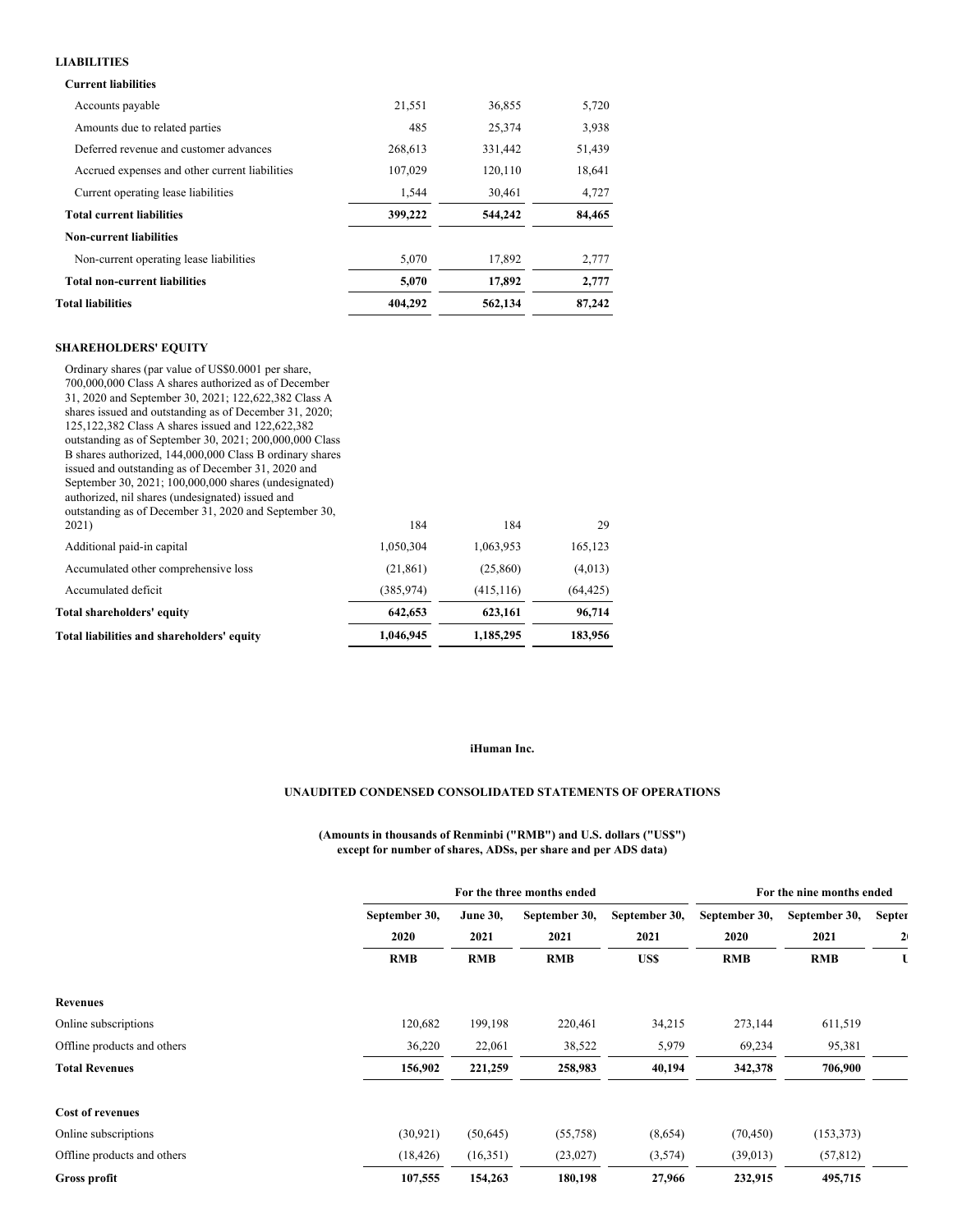| | | | |
|---|---|---|---|
| **LIABILITIES** | | | |
| **Current liabilities** | | | |
| Accounts payable | 21,551 | 36,855 | 5,720 |
| Amounts due to related parties | 485 | 25,374 | 3,938 |
| Deferred revenue and customer advances | 268,613 | 331,442 | 51,439 |
| Accrued expenses and other current liabilities | 107,029 | 120,110 | 18,641 |
| Current operating lease liabilities | 1,544 | 30,461 | 4,727 |
| **Total current liabilities** | **399,222** | **544,242** | **84,465** |
| **Non-current liabilities** | | | |
| Non-current operating lease liabilities | 5,070 | 17,892 | 2,777 |
| **Total non-current liabilities** | **5,070** | **17,892** | **2,777** |
| **Total liabilities** | **404,292** | **562,134** | **87,242** |
| | | | |
| **SHAREHOLDERS' EQUITY** | | | |
| Ordinary shares (par value of US$0.0001 per share, 700,000,000 Class A shares authorized as of December 31, 2020 and September 30, 2021; 122,622,382 Class A shares issued and outstanding as of December 31, 2020; 125,122,382 Class A shares issued and 122,622,382 outstanding as of September 30, 2021; 200,000,000 Class B shares authorized, 144,000,000 Class B ordinary shares issued and outstanding as of December 31, 2020 and September 30, 2021; 100,000,000 shares (undesignated) authorized, nil shares (undesignated) issued and outstanding as of December 31, 2020 and September 30, 2021) | 184 | 184 | 29 |
| Additional paid-in capital | 1,050,304 | 1,063,953 | 165,123 |
| Accumulated other comprehensive loss | (21,861) | (25,860) | (4,013) |
| Accumulated deficit | (385,974) | (415,116) | (64,425) |
| **Total shareholders' equity** | **642,653** | **623,161** | **96,714** |
| **Total liabilities and shareholders' equity** | **1,046,945** | **1,185,295** | **183,956** |

**iHuman Inc.**

**UNAUDITED CONDENSED CONSOLIDATED STATEMENTS OF OPERATIONS**

**(Amounts in thousands of Renminbi ("RMB") and U.S. dollars ("US$") except for number of shares, ADSs, per share and per ADS data)**

| | For the three months ended | | | | For the nine months ended | | |
|---|---|---|---|---|---|---|---|
| | September 30, 2020 | June 30, 2021 | September 30, 2021 | September 30, 2021 | September 30, 2020 | September 30, 2021 | Septer 2 |
| | RMB | RMB | RMB | US$ | RMB | RMB | U |
| **Revenues** | | | | | | | |
| Online subscriptions | 120,682 | 199,198 | 220,461 | 34,215 | 273,144 | 611,519 | |
| Offline products and others | 36,220 | 22,061 | 38,522 | 5,979 | 69,234 | 95,381 | |
| **Total Revenues** | **156,902** | **221,259** | **258,983** | **40,194** | **342,378** | **706,900** | |
| | | | | | | | |
| **Cost of revenues** | | | | | | | |
| Online subscriptions | (30,921) | (50,645) | (55,758) | (8,654) | (70,450) | (153,373) | |
| Offline products and others | (18,426) | (16,351) | (23,027) | (3,574) | (39,013) | (57,812) | |
| **Gross profit** | **107,555** | **154,263** | **180,198** | **27,966** | **232,915** | **495,715** | |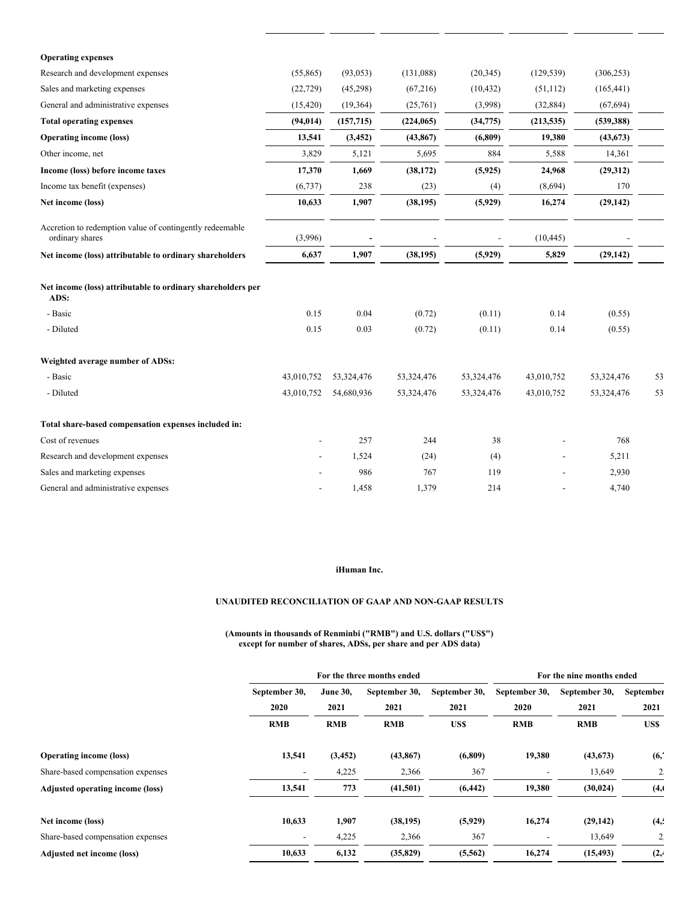| | | | | | | | |
|---|---|---|---|---|---|---|---|
| **Operating expenses** | | | | | | | |
| Research and development expenses | (55,865) | (93,053) | (131,088) | (20,345) | (129,539) | (306,253) | |
| Sales and marketing expenses | (22,729) | (45,298) | (67,216) | (10,432) | (51,112) | (165,441) | |
| General and administrative expenses | (15,420) | (19,364) | (25,761) | (3,998) | (32,884) | (67,694) | |
| **Total operating expenses** | **(94,014)** | **(157,715)** | **(224,065)** | **(34,775)** | **(213,535)** | **(539,388)** | |
| **Operating income (loss)** | **13,541** | **(3,452)** | **(43,867)** | **(6,809)** | **19,380** | **(43,673)** | |
| Other income, net | 3,829 | 5,121 | 5,695 | 884 | 5,588 | 14,361 | |
| **Income (loss) before income taxes** | **17,370** | **1,669** | **(38,172)** | **(5,925)** | **24,968** | **(29,312)** | |
| Income tax benefit (expenses) | (6,737) | 238 | (23) | (4) | (8,694) | 170 | |
| **Net income (loss)** | **10,633** | **1,907** | **(38,195)** | **(5,929)** | **16,274** | **(29,142)** | |
| Accretion to redemption value of contingently redeemable ordinary shares | (3,996) | - | - | - | (10,445) | - | |
| **Net income (loss) attributable to ordinary shareholders** | **6,637** | **1,907** | **(38,195)** | **(5,929)** | **5,829** | **(29,142)** | |
| **Net income (loss) attributable to ordinary shareholders per ADS:** | | | | | | | |
| - Basic | 0.15 | 0.04 | (0.72) | (0.11) | 0.14 | (0.55) | |
| - Diluted | 0.15 | 0.03 | (0.72) | (0.11) | 0.14 | (0.55) | |
| **Weighted average number of ADSs:** | | | | | | | |
| - Basic | 43,010,752 | 53,324,476 | 53,324,476 | 53,324,476 | 43,010,752 | 53,324,476 | 53 |
| - Diluted | 43,010,752 | 54,680,936 | 53,324,476 | 53,324,476 | 43,010,752 | 53,324,476 | 53 |
| **Total share-based compensation expenses included in:** | | | | | | | |
| Cost of revenues | - | 257 | 244 | 38 | - | 768 | |
| Research and development expenses | - | 1,524 | (24) | (4) | - | 5,211 | |
| Sales and marketing expenses | - | 986 | 767 | 119 | - | 2,930 | |
| General and administrative expenses | - | 1,458 | 1,379 | 214 | - | 4,740 | |

**iHuman Inc.**

**UNAUDITED RECONCILIATION OF GAAP AND NON-GAAP RESULTS**

**(Amounts in thousands of Renminbi ("RMB") and U.S. dollars ("US$") except for number of shares, ADSs, per share and per ADS data)**

| | For the three months ended | | | | For the nine months ended | | |
|---|---|---|---|---|---|---|---|
| | September 30, 2020 | June 30, 2021 | September 30, 2021 | September 30, 2021 | September 30, 2020 | September 30, 2021 | September 2021 |
| | RMB | RMB | RMB | US$ | RMB | RMB | US$ |
| **Operating income (loss)** | **13,541** | **(3,452)** | **(43,867)** | **(6,809)** | **19,380** | **(43,673)** | **(6,** |
| Share-based compensation expenses | - | 4,225 | 2,366 | 367 | - | 13,649 | 2. |
| **Adjusted operating income (loss)** | **13,541** | **773** | **(41,501)** | **(6,442)** | **19,380** | **(30,024)** | **(4,** |
| **Net income (loss)** | **10,633** | **1,907** | **(38,195)** | **(5,929)** | **16,274** | **(29,142)** | **(4,** |
| Share-based compensation expenses | - | 4,225 | 2,366 | 367 | - | 13,649 | 2. |
| **Adjusted net income (loss)** | **10,633** | **6,132** | **(35,829)** | **(5,562)** | **16,274** | **(15,493)** | **(2,** |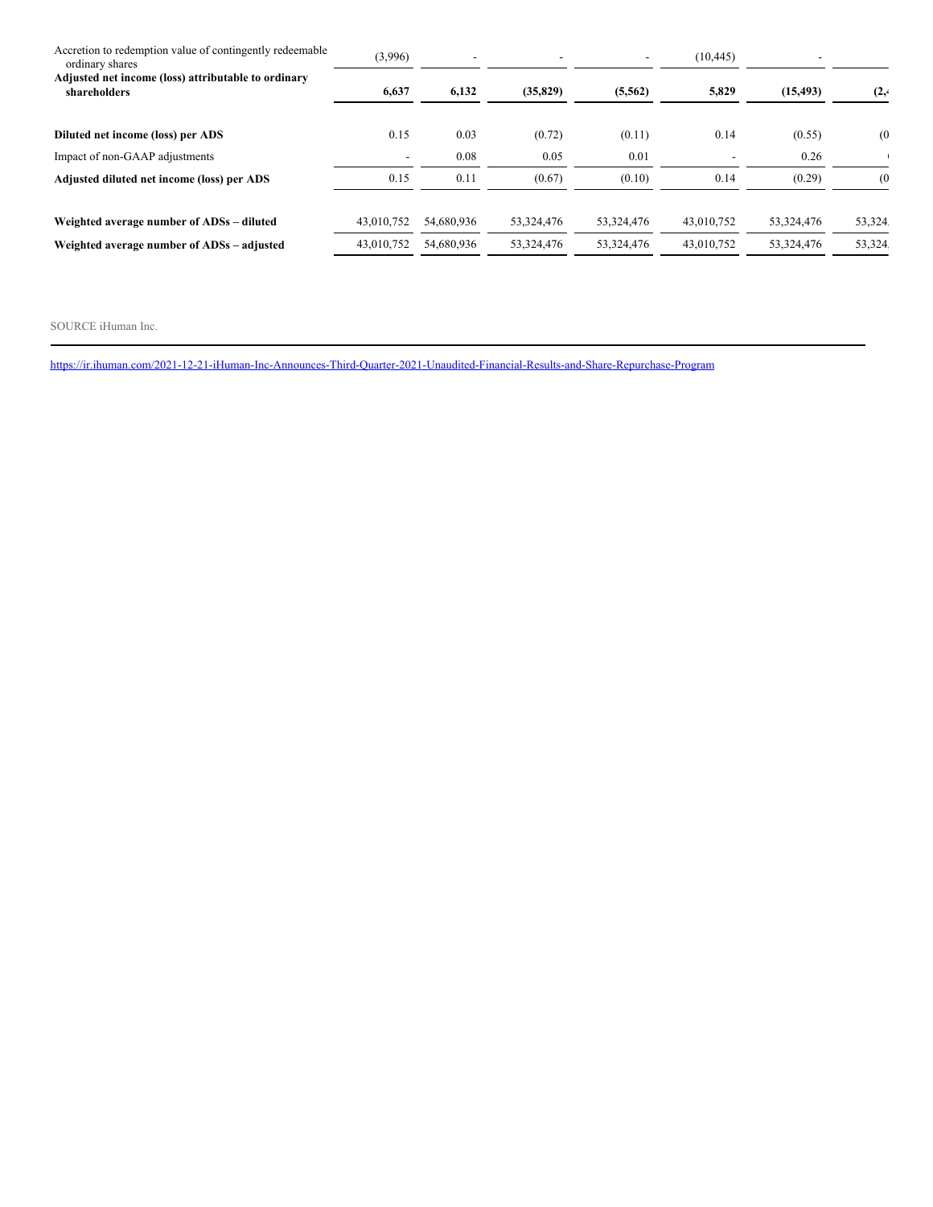| | | | | | | | |
|---|---|---|---|---|---|---|---|
| Accretion to redemption value of contingently redeemable ordinary shares | (3,996) | - | - | - | (10,445) | - | |
| **Adjusted net income (loss) attributable to ordinary shareholders** | **6,637** | **6,132** | **(35,829)** | **(5,562)** | **5,829** | **(15,493)** | **(2,** |
| **Diluted net income (loss) per ADS** | 0.15 | 0.03 | (0.72) | (0.11) | 0.14 | (0.55) | (0 |
| Impact of non-GAAP adjustments | - | 0.08 | 0.05 | 0.01 | - | 0.26 | |
| **Adjusted diluted net income (loss) per ADS** | 0.15 | 0.11 | (0.67) | (0.10) | 0.14 | (0.29) | (0 |
| **Weighted average number of ADSs – diluted** | 43,010,752 | 54,680,936 | 53,324,476 | 53,324,476 | 43,010,752 | 53,324,476 | 53,324 |
| **Weighted average number of ADSs – adjusted** | 43,010,752 | 54,680,936 | 53,324,476 | 53,324,476 | 43,010,752 | 53,324,476 | 53,324 |

SOURCE iHuman Inc.

https://ir.ihuman.com/2021-12-21-iHuman-Inc-Announces-Third-Quarter-2021-Unaudited-Financial-Results-and-Share-Repurchase-Program